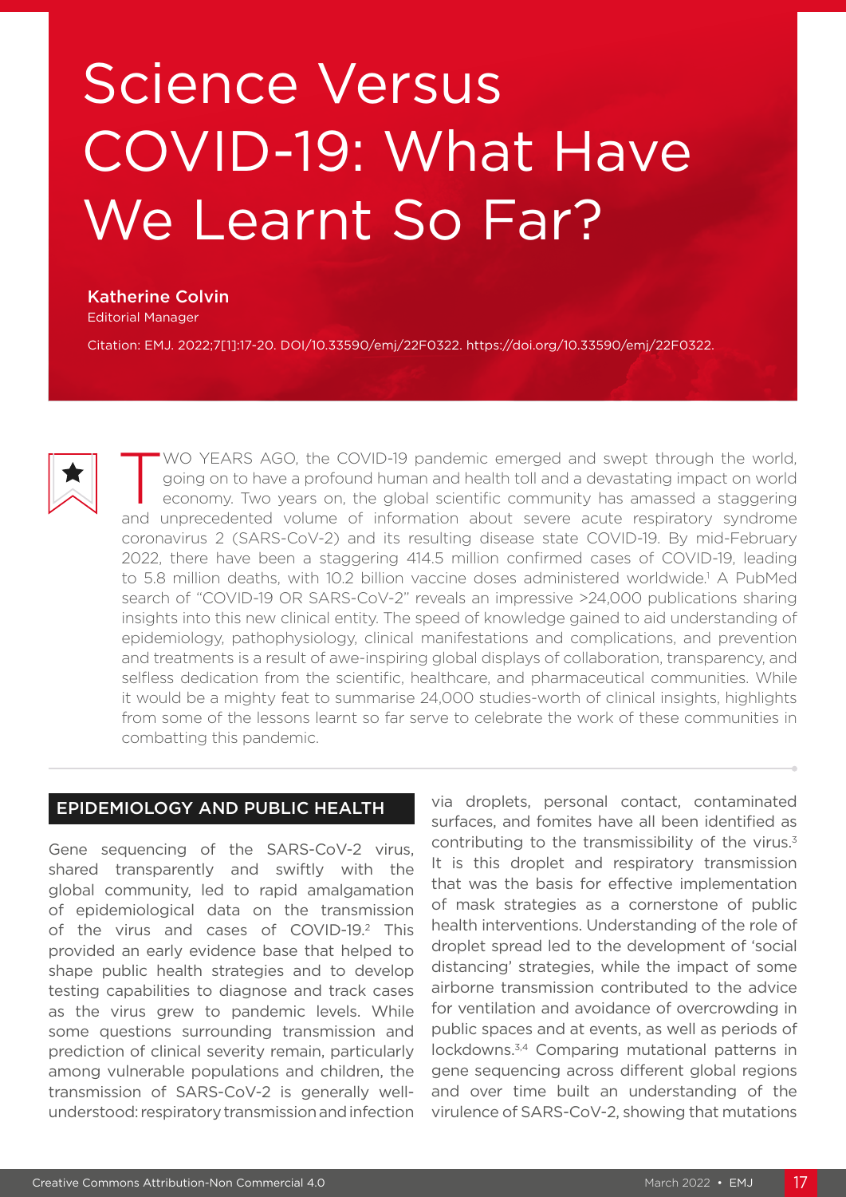# Science Versus COVID-19: What Have We Learnt So Far?

**Katherine Colvin**
Editorial Manager

Citation: EMJ. 2022;7[1]:17-20. DOI/10.33590/emj/22F0322. https://doi.org/10.33590/emj/22F0322.

TWO YEARS AGO, the COVID-19 pandemic emerged and swept through the world, going on to have a profound human and health toll and a devastating impact on world economy. Two years on, the global scientific community has amassed a staggering and unprecedented volume of information about severe acute respiratory syndrome coronavirus 2 (SARS-CoV-2) and its resulting disease state COVID-19. By mid-February 2022, there have been a staggering 414.5 million confirmed cases of COVID-19, leading to 5.8 million deaths, with 10.2 billion vaccine doses administered worldwide.[1] A PubMed search of "COVID-19 OR SARS-CoV-2" reveals an impressive >24,000 publications sharing insights into this new clinical entity. The speed of knowledge gained to aid understanding of epidemiology, pathophysiology, clinical manifestations and complications, and prevention and treatments is a result of awe-inspiring global displays of collaboration, transparency, and selfless dedication from the scientific, healthcare, and pharmaceutical communities. While it would be a mighty feat to summarise 24,000 studies-worth of clinical insights, highlights from some of the lessons learnt so far serve to celebrate the work of these communities in combatting this pandemic.

## EPIDEMIOLOGY AND PUBLIC HEALTH

Gene sequencing of the SARS-CoV-2 virus, shared transparently and swiftly with the global community, led to rapid amalgamation of epidemiological data on the transmission of the virus and cases of COVID-19.[2] This provided an early evidence base that helped to shape public health strategies and to develop testing capabilities to diagnose and track cases as the virus grew to pandemic levels. While some questions surrounding transmission and prediction of clinical severity remain, particularly among vulnerable populations and children, the transmission of SARS-CoV-2 is generally well-understood: respiratory transmission and infection via droplets, personal contact, contaminated surfaces, and fomites have all been identified as contributing to the transmissibility of the virus.[3] It is this droplet and respiratory transmission that was the basis for effective implementation of mask strategies as a cornerstone of public health interventions. Understanding of the role of droplet spread led to the development of 'social distancing' strategies, while the impact of some airborne transmission contributed to the advice for ventilation and avoidance of overcrowding in public spaces and at events, as well as periods of lockdowns.[3,4] Comparing mutational patterns in gene sequencing across different global regions and over time built an understanding of the virulence of SARS-CoV-2, showing that mutations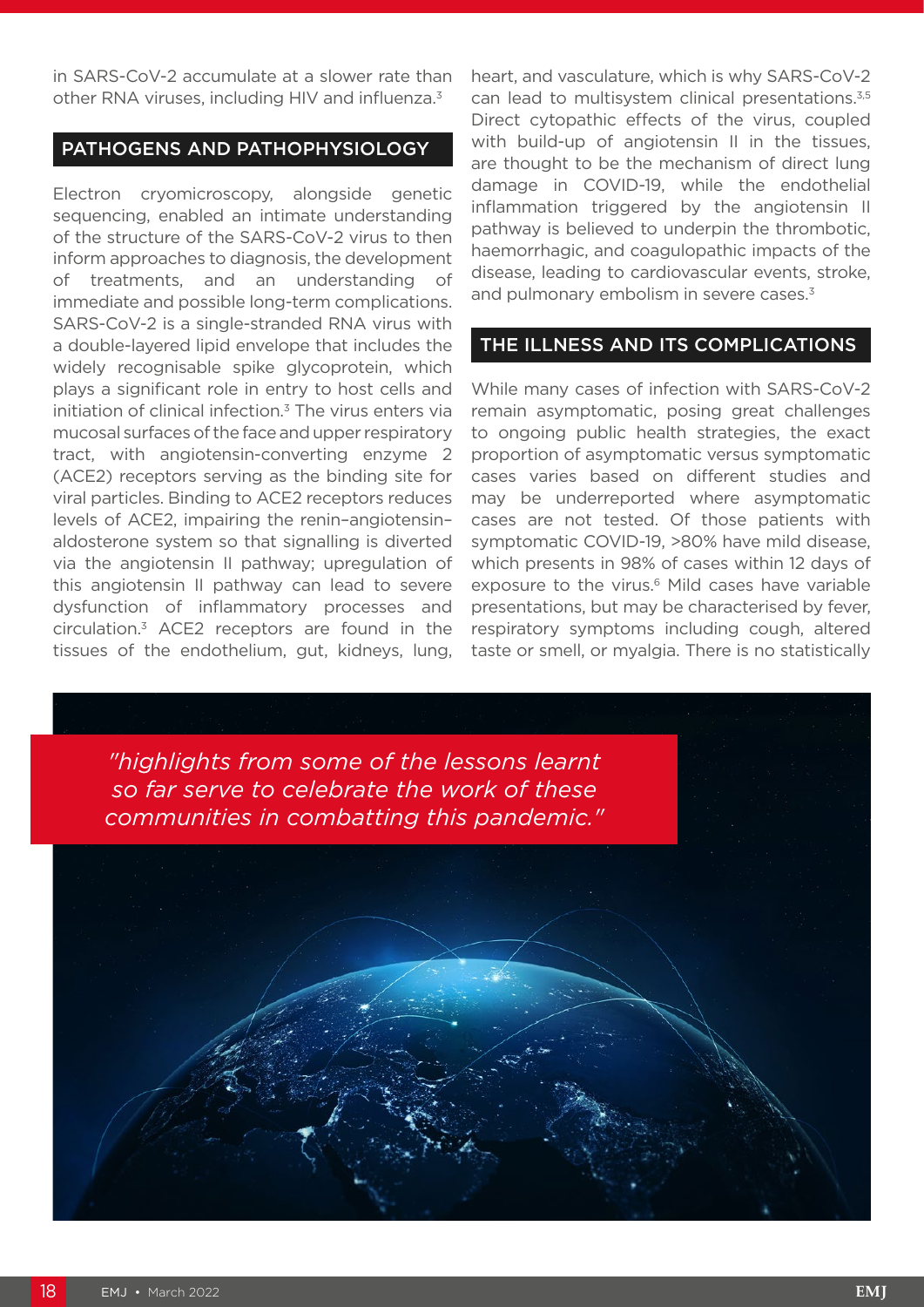in SARS-CoV-2 accumulate at a slower rate than other RNA viruses, including HIV and influenza.[3]

## PATHOGENS AND PATHOPHYSIOLOGY

Electron cryomicroscopy, alongside genetic sequencing, enabled an intimate understanding of the structure of the SARS-CoV-2 virus to then inform approaches to diagnosis, the development of treatments, and an understanding of immediate and possible long-term complications. SARS-CoV-2 is a single-stranded RNA virus with a double-layered lipid envelope that includes the widely recognisable spike glycoprotein, which plays a significant role in entry to host cells and initiation of clinical infection.[3] The virus enters via mucosal surfaces of the face and upper respiratory tract, with angiotensin-converting enzyme 2 (ACE2) receptors serving as the binding site for viral particles. Binding to ACE2 receptors reduces levels of ACE2, impairing the renin–angiotensin–aldosterone system so that signalling is diverted via the angiotensin II pathway; upregulation of this angiotensin II pathway can lead to severe dysfunction of inflammatory processes and circulation.[3] ACE2 receptors are found in the tissues of the endothelium, gut, kidneys, lung, heart, and vasculature, which is why SARS-CoV-2 can lead to multisystem clinical presentations.[3,5] Direct cytopathic effects of the virus, coupled with build-up of angiotensin II in the tissues, are thought to be the mechanism of direct lung damage in COVID-19, while the endothelial inflammation triggered by the angiotensin II pathway is believed to underpin the thrombotic, haemorrhagic, and coagulopathic impacts of the disease, leading to cardiovascular events, stroke, and pulmonary embolism in severe cases.[3]

## THE ILLNESS AND ITS COMPLICATIONS

While many cases of infection with SARS-CoV-2 remain asymptomatic, posing great challenges to ongoing public health strategies, the exact proportion of asymptomatic versus symptomatic cases varies based on different studies and may be underreported where asymptomatic cases are not tested. Of those patients with symptomatic COVID-19, >80% have mild disease, which presents in 98% of cases within 12 days of exposure to the virus.[6] Mild cases have variable presentations, but may be characterised by fever, respiratory symptoms including cough, altered taste or smell, or myalgia. There is no statistically

*"highlights from some of the lessons learnt so far serve to celebrate the work of these communities in combatting this pandemic."*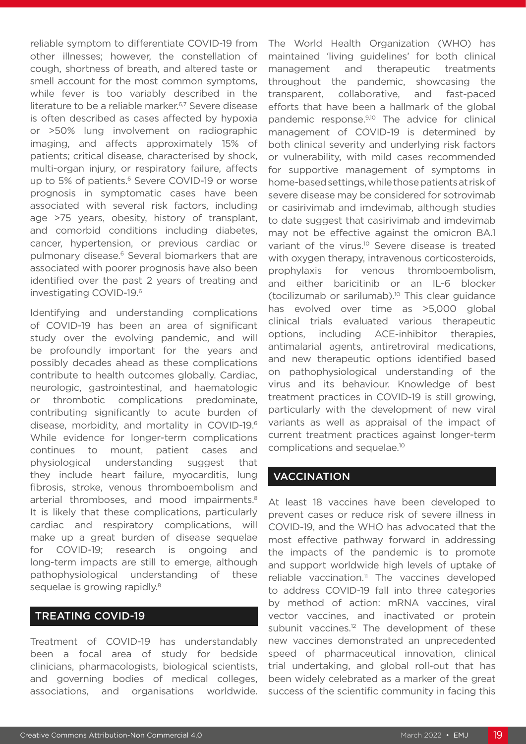reliable symptom to differentiate COVID-19 from other illnesses; however, the constellation of cough, shortness of breath, and altered taste or smell account for the most common symptoms, while fever is too variably described in the literature to be a reliable marker.[6,7] Severe disease is often described as cases affected by hypoxia or >50% lung involvement on radiographic imaging, and affects approximately 15% of patients; critical disease, characterised by shock, multi-organ injury, or respiratory failure, affects up to 5% of patients.[6] Severe COVID-19 or worse prognosis in symptomatic cases have been associated with several risk factors, including age >75 years, obesity, history of transplant, and comorbid conditions including diabetes, cancer, hypertension, or previous cardiac or pulmonary disease.[6] Several biomarkers that are associated with poorer prognosis have also been identified over the past 2 years of treating and investigating COVID-19.[6]

Identifying and understanding complications of COVID-19 has been an area of significant study over the evolving pandemic, and will be profoundly important for the years and possibly decades ahead as these complications contribute to health outcomes globally. Cardiac, neurologic, gastrointestinal, and haematologic or thrombotic complications predominate, contributing significantly to acute burden of disease, morbidity, and mortality in COVID-19.[6] While evidence for longer-term complications continues to mount, patient cases and physiological understanding suggest that they include heart failure, myocarditis, lung fibrosis, stroke, venous thromboembolism and arterial thromboses, and mood impairments.[8] It is likely that these complications, particularly cardiac and respiratory complications, will make up a great burden of disease sequelae for COVID-19; research is ongoing and long-term impacts are still to emerge, although pathophysiological understanding of these sequelae is growing rapidly.[8]

## TREATING COVID-19

Treatment of COVID-19 has understandably been a focal area of study for bedside clinicians, pharmacologists, biological scientists, and governing bodies of medical colleges, associations, and organisations worldwide. The World Health Organization (WHO) has maintained 'living guidelines' for both clinical management and therapeutic treatments throughout the pandemic, showcasing the transparent, collaborative, and fast-paced efforts that have been a hallmark of the global pandemic response.[9,10] The advice for clinical management of COVID-19 is determined by both clinical severity and underlying risk factors or vulnerability, with mild cases recommended for supportive management of symptoms in home-based settings, while those patients at risk of severe disease may be considered for sotrovimab or casirivimab and imdevimab, although studies to date suggest that casirivimab and imdevimab may not be effective against the omicron BA.1 variant of the virus.[10] Severe disease is treated with oxygen therapy, intravenous corticosteroids, prophylaxis for venous thromboembolism, and either baricitinib or an IL-6 blocker (tocilizumab or sarilumab).[10] This clear guidance has evolved over time as >5,000 global clinical trials evaluated various therapeutic options, including ACE-inhibitor therapies, antimalarial agents, antiretroviral medications, and new therapeutic options identified based on pathophysiological understanding of the virus and its behaviour. Knowledge of best treatment practices in COVID-19 is still growing, particularly with the development of new viral variants as well as appraisal of the impact of current treatment practices against longer-term complications and sequelae.[10]

## VACCINATION

At least 18 vaccines have been developed to prevent cases or reduce risk of severe illness in COVID-19, and the WHO has advocated that the most effective pathway forward in addressing the impacts of the pandemic is to promote and support worldwide high levels of uptake of reliable vaccination.[11] The vaccines developed to address COVID-19 fall into three categories by method of action: mRNA vaccines, viral vector vaccines, and inactivated or protein subunit vaccines.[12] The development of these new vaccines demonstrated an unprecedented speed of pharmaceutical innovation, clinical trial undertaking, and global roll-out that has been widely celebrated as a marker of the great success of the scientific community in facing this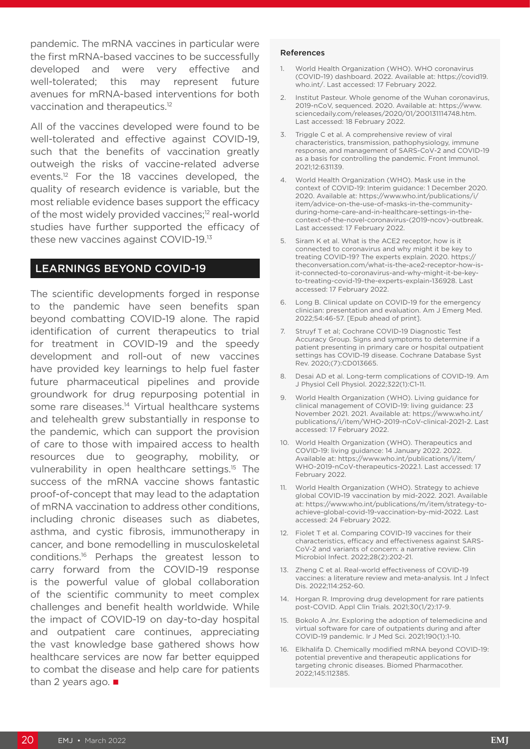pandemic. The mRNA vaccines in particular were the first mRNA-based vaccines to be successfully developed and were very effective and well-tolerated; this may represent future avenues for mRNA-based interventions for both vaccination and therapeutics.[12]

All of the vaccines developed were found to be well-tolerated and effective against COVID-19, such that the benefits of vaccination greatly outweigh the risks of vaccine-related adverse events.[12] For the 18 vaccines developed, the quality of research evidence is variable, but the most reliable evidence bases support the efficacy of the most widely provided vaccines;[12] real-world studies have further supported the efficacy of these new vaccines against COVID-19.[13]

## LEARNINGS BEYOND COVID-19

The scientific developments forged in response to the pandemic have seen benefits span beyond combatting COVID-19 alone. The rapid identification of current therapeutics to trial for treatment in COVID-19 and the speedy development and roll-out of new vaccines have provided key learnings to help fuel faster future pharmaceutical pipelines and provide groundwork for drug repurposing potential in some rare diseases.[14] Virtual healthcare systems and telehealth grew substantially in response to the pandemic, which can support the provision of care to those with impaired access to health resources due to geography, mobility, or vulnerability in open healthcare settings.[15] The success of the mRNA vaccine shows fantastic proof-of-concept that may lead to the adaptation of mRNA vaccination to address other conditions, including chronic diseases such as diabetes, asthma, and cystic fibrosis, immunotherapy in cancer, and bone remodelling in musculoskeletal conditions.[16] Perhaps the greatest lesson to carry forward from the COVID-19 response is the powerful value of global collaboration of the scientific community to meet complex challenges and benefit health worldwide. While the impact of COVID-19 on day-to-day hospital and outpatient care continues, appreciating the vast knowledge base gathered shows how healthcare services are now far better equipped to combat the disease and help care for patients than 2 years ago. ■

### References

1. World Health Organization (WHO). WHO coronavirus (COVID-19) dashboard. 2022. Available at: https://covid19.who.int/. Last accessed: 17 February 2022.
2. Institut Pasteur. Whole genome of the Wuhan coronavirus, 2019-nCoV, sequenced. 2020. Available at: https://www.sciencedaily.com/releases/2020/01/200131114748.htm. Last accessed: 18 February 2022.
3. Triggle C et al. A comprehensive review of viral characteristics, transmission, pathophysiology, immune response, and management of SARS-CoV-2 and COVID-19 as a basis for controlling the pandemic. Front Immunol. 2021;12:631139.
4. World Health Organization (WHO). Mask use in the context of COVID-19: Interim guidance: 1 December 2020. 2020. Available at: https://www.who.int/publications/i/item/advice-on-the-use-of-masks-in-the-community-during-home-care-and-in-healthcare-settings-in-the-context-of-the-novel-coronavirus-(2019-ncov)-outbreak. Last accessed: 17 February 2022.
5. Siram K et al. What is the ACE2 receptor, how is it connected to coronavirus and why might it be key to treating COVID-19? The experts explain. 2020. https://theconversation.com/what-is-the-ace2-receptor-how-is-it-connected-to-coronavirus-and-why-might-it-be-key-to-treating-covid-19-the-experts-explain-136928. Last accessed: 17 February 2022.
6. Long B. Clinical update on COVID-19 for the emergency clinician: presentation and evaluation. Am J Emerg Med. 2022;54:46-57. [Epub ahead of print].
7. Struyf T et al; Cochrane COVID-19 Diagnostic Test Accuracy Group. Signs and symptoms to determine if a patient presenting in primary care or hospital outpatient settings has COVID-19 disease. Cochrane Database Syst Rev. 2020;(7):CD013665.
8. Desai AD et al. Long-term complications of COVID-19. Am J Physiol Cell Physiol. 2022;322(1):C1-11.
9. World Health Organization (WHO). Living guidance for clinical management of COVID-19: living guidance: 23 November 2021. 2021. Available at: https://www.who.int/publications/i/item/WHO-2019-nCoV-clinical-2021-2. Last accessed: 17 February 2022.
10. World Health Organization (WHO). Therapeutics and COVID-19: living guidance: 14 January 2022. 2022. Available at: https://www.who.int/publications/i/item/WHO-2019-nCoV-therapeutics-2022.1. Last accessed: 17 February 2022.
11. World Health Organization (WHO). Strategy to achieve global COVID-19 vaccination by mid-2022. 2021. Available at: https://www.who.int/publications/m/item/strategy-to-achieve-global-covid-19-vaccination-by-mid-2022. Last accessed: 24 February 2022.
12. Fiolet T et al. Comparing COVID-19 vaccines for their characteristics, efficacy and effectiveness against SARS-CoV-2 and variants of concern: a narrative review. Clin Microbiol Infect. 2022;28(2):202-21.
13. Zheng C et al. Real-world effectiveness of COVID-19 vaccines: a literature review and meta-analysis. Int J Infect Dis. 2022;114:252-60.
14. Horgan R. Improving drug development for rare patients post-COVID. Appl Clin Trials. 2021;30(1/2):17-9.
15. Bokolo A Jnr. Exploring the adoption of telemedicine and virtual software for care of outpatients during and after COVID-19 pandemic. Ir J Med Sci. 2021;190(1):1-10.
16. Elkhalifa D. Chemically modified mRNA beyond COVID-19: potential preventive and therapeutic applications for targeting chronic diseases. Biomed Pharmacother. 2022;145:112385.